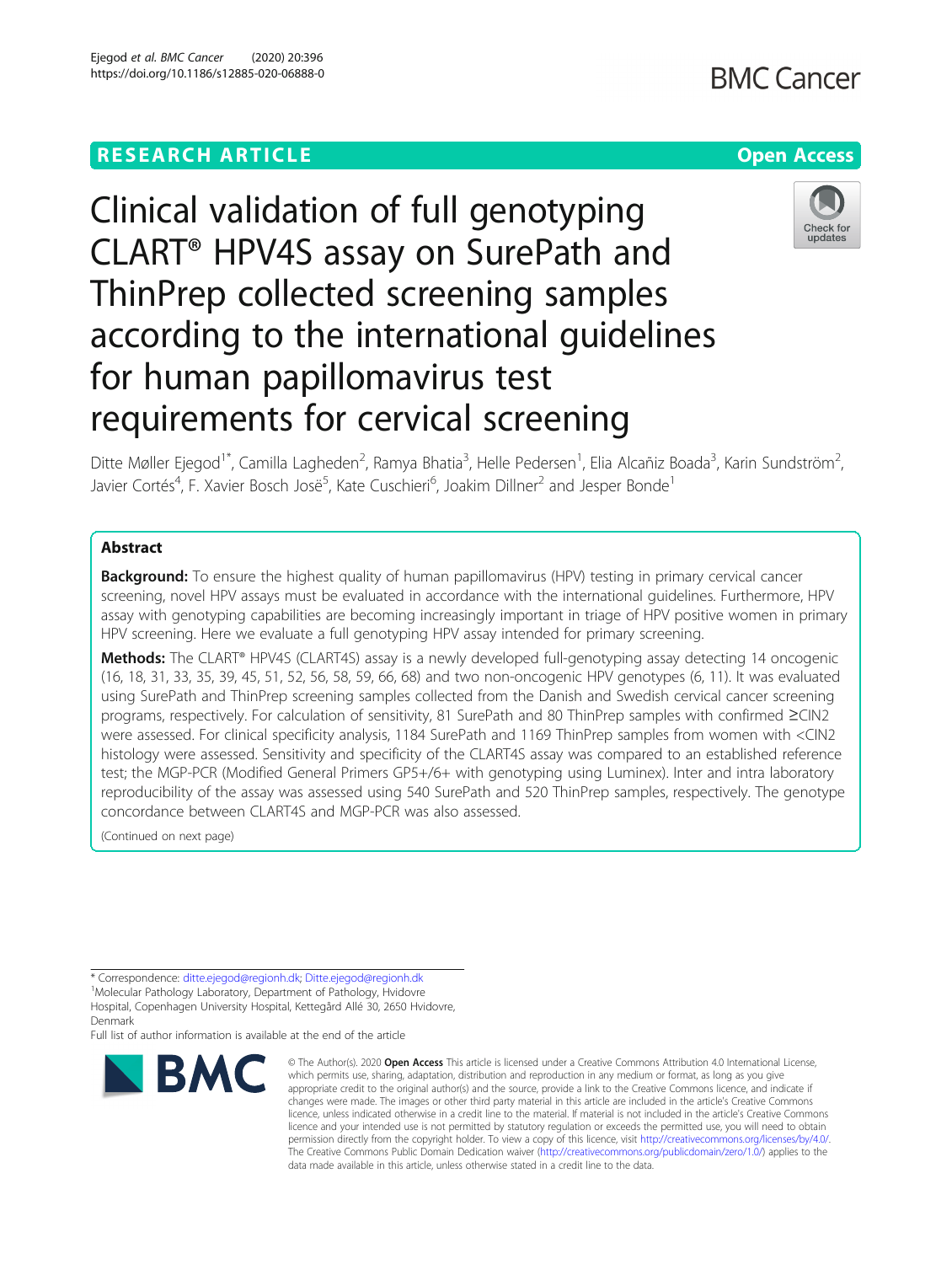RESEARCH ARTICLE

Open Access

# Clinical validation of full genotyping CLART® HPV4S assay on SurePath and ThinPrep collected screening samples according to the international guidelines for human papillomavirus test requirements for cervical screening

Ditte Møller Ejegod[1*], Camilla Lagheden[2], Ramya Bhatia[3], Helle Pedersen[1], Elia Alcañiz Boada[3], Karin Sundström[2], Javier Cortés[4], F. Xavier Bosch Josë[5], Kate Cuschieri[6], Joakim Dillner[2] and Jesper Bonde[1]

## Abstract

**Background:** To ensure the highest quality of human papillomavirus (HPV) testing in primary cervical cancer screening, novel HPV assays must be evaluated in accordance with the international guidelines. Furthermore, HPV assay with genotyping capabilities are becoming increasingly important in triage of HPV positive women in primary HPV screening. Here we evaluate a full genotyping HPV assay intended for primary screening.

**Methods:** The CLART® HPV4S (CLART4S) assay is a newly developed full-genotyping assay detecting 14 oncogenic (16, 18, 31, 33, 35, 39, 45, 51, 52, 56, 58, 59, 66, 68) and two non-oncogenic HPV genotypes (6, 11). It was evaluated using SurePath and ThinPrep screening samples collected from the Danish and Swedish cervical cancer screening programs, respectively. For calculation of sensitivity, 81 SurePath and 80 ThinPrep samples with confirmed ≥CIN2 were assessed. For clinical specificity analysis, 1184 SurePath and 1169 ThinPrep samples from women with <CIN2 histology were assessed. Sensitivity and specificity of the CLART4S assay was compared to an established reference test; the MGP-PCR (Modified General Primers GP5+/6+ with genotyping using Luminex). Inter and intra laboratory reproducibility of the assay was assessed using 540 SurePath and 520 ThinPrep samples, respectively. The genotype concordance between CLART4S and MGP-PCR was also assessed.

(Continued on next page)

* Correspondence: ditte.ejegod@regionh.dk; Ditte.ejegod@regionh.dk
[1]Molecular Pathology Laboratory, Department of Pathology, Hvidovre Hospital, Copenhagen University Hospital, Kettegård Allé 30, 2650 Hvidovre, Denmark
Full list of author information is available at the end of the article

© The Author(s). 2020 **Open Access** This article is licensed under a Creative Commons Attribution 4.0 International License, which permits use, sharing, adaptation, distribution and reproduction in any medium or format, as long as you give appropriate credit to the original author(s) and the source, provide a link to the Creative Commons licence, and indicate if changes were made. The images or other third party material in this article are included in the article's Creative Commons licence, unless indicated otherwise in a credit line to the material. If material is not included in the article's Creative Commons licence and your intended use is not permitted by statutory regulation or exceeds the permitted use, you will need to obtain permission directly from the copyright holder. To view a copy of this licence, visit http://creativecommons.org/licenses/by/4.0/. The Creative Commons Public Domain Dedication waiver (http://creativecommons.org/publicdomain/zero/1.0/) applies to the data made available in this article, unless otherwise stated in a credit line to the data.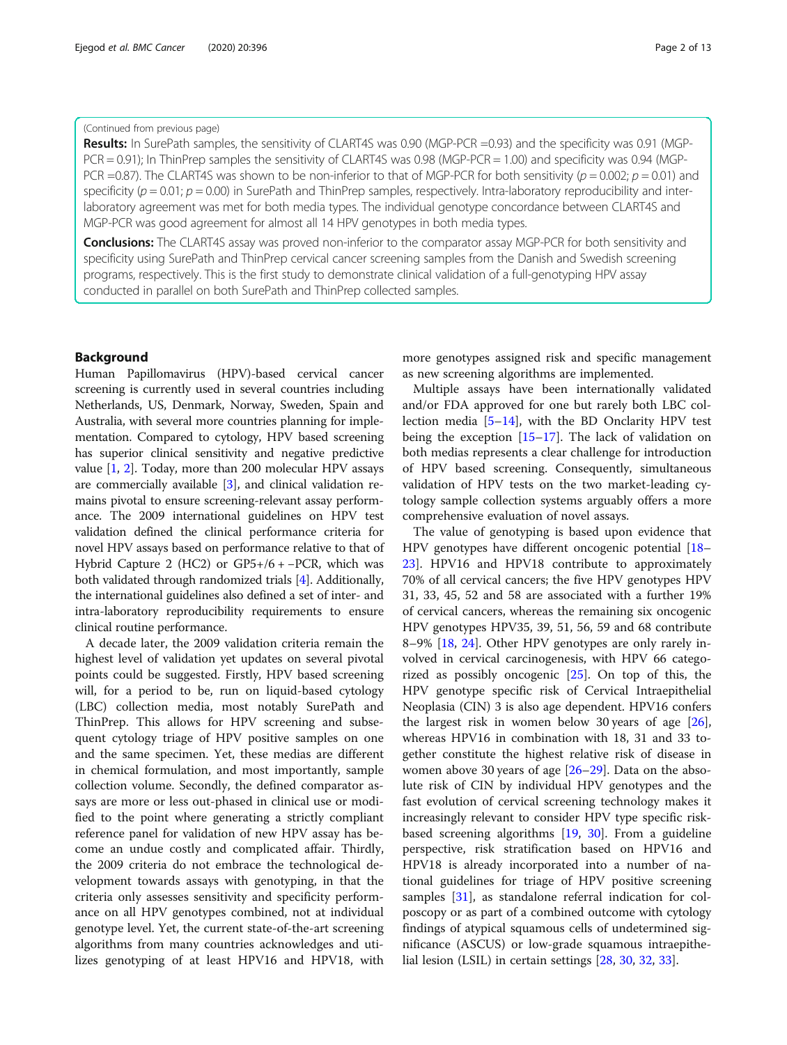(Continued from previous page)

**Results:** In SurePath samples, the sensitivity of CLART4S was 0.90 (MGP-PCR =0.93) and the specificity was 0.91 (MGP-PCR = 0.91); In ThinPrep samples the sensitivity of CLART4S was 0.98 (MGP-PCR = 1.00) and specificity was 0.94 (MGP-PCR =0.87). The CLART4S was shown to be non-inferior to that of MGP-PCR for both sensitivity ($p = 0.002$; $p = 0.01$) and specificity ($p = 0.01$; $p = 0.00$) in SurePath and ThinPrep samples, respectively. Intra-laboratory reproducibility and inter-laboratory agreement was met for both media types. The individual genotype concordance between CLART4S and MGP-PCR was good agreement for almost all 14 HPV genotypes in both media types.

**Conclusions:** The CLART4S assay was proved non-inferior to the comparator assay MGP-PCR for both sensitivity and specificity using SurePath and ThinPrep cervical cancer screening samples from the Danish and Swedish screening programs, respectively. This is the first study to demonstrate clinical validation of a full-genotyping HPV assay conducted in parallel on both SurePath and ThinPrep collected samples.

## Background

Human Papillomavirus (HPV)-based cervical cancer screening is currently used in several countries including Netherlands, US, Denmark, Norway, Sweden, Spain and Australia, with several more countries planning for implementation. Compared to cytology, HPV based screening has superior clinical sensitivity and negative predictive value [1, 2]. Today, more than 200 molecular HPV assays are commercially available [3], and clinical validation remains pivotal to ensure screening-relevant assay performance. The 2009 international guidelines on HPV test validation defined the clinical performance criteria for novel HPV assays based on performance relative to that of Hybrid Capture 2 (HC2) or GP5+/6 + –PCR, which was both validated through randomized trials [4]. Additionally, the international guidelines also defined a set of inter- and intra-laboratory reproducibility requirements to ensure clinical routine performance.

A decade later, the 2009 validation criteria remain the highest level of validation yet updates on several pivotal points could be suggested. Firstly, HPV based screening will, for a period to be, run on liquid-based cytology (LBC) collection media, most notably SurePath and ThinPrep. This allows for HPV screening and subsequent cytology triage of HPV positive samples on one and the same specimen. Yet, these medias are different in chemical formulation, and most importantly, sample collection volume. Secondly, the defined comparator assays are more or less out-phased in clinical use or modified to the point where generating a strictly compliant reference panel for validation of new HPV assay has become an undue costly and complicated affair. Thirdly, the 2009 criteria do not embrace the technological development towards assays with genotyping, in that the criteria only assesses sensitivity and specificity performance on all HPV genotypes combined, not at individual genotype level. Yet, the current state-of-the-art screening algorithms from many countries acknowledges and utilizes genotyping of at least HPV16 and HPV18, with more genotypes assigned risk and specific management as new screening algorithms are implemented.

Multiple assays have been internationally validated and/or FDA approved for one but rarely both LBC collection media [5–14], with the BD Onclarity HPV test being the exception [15–17]. The lack of validation on both medias represents a clear challenge for introduction of HPV based screening. Consequently, simultaneous validation of HPV tests on the two market-leading cytology sample collection systems arguably offers a more comprehensive evaluation of novel assays.

The value of genotyping is based upon evidence that HPV genotypes have different oncogenic potential [18–23]. HPV16 and HPV18 contribute to approximately 70% of all cervical cancers; the five HPV genotypes HPV 31, 33, 45, 52 and 58 are associated with a further 19% of cervical cancers, whereas the remaining six oncogenic HPV genotypes HPV35, 39, 51, 56, 59 and 68 contribute 8–9% [18, 24]. Other HPV genotypes are only rarely involved in cervical carcinogenesis, with HPV 66 categorized as possibly oncogenic [25]. On top of this, the HPV genotype specific risk of Cervical Intraepithelial Neoplasia (CIN) 3 is also age dependent. HPV16 confers the largest risk in women below 30 years of age [26], whereas HPV16 in combination with 18, 31 and 33 together constitute the highest relative risk of disease in women above 30 years of age [26–29]. Data on the absolute risk of CIN by individual HPV genotypes and the fast evolution of cervical screening technology makes it increasingly relevant to consider HPV type specific risk-based screening algorithms [19, 30]. From a guideline perspective, risk stratification based on HPV16 and HPV18 is already incorporated into a number of national guidelines for triage of HPV positive screening samples [31], as standalone referral indication for colposcopy or as part of a combined outcome with cytology findings of atypical squamous cells of undetermined significance (ASCUS) or low-grade squamous intraepithelial lesion (LSIL) in certain settings [28, 30, 32, 33].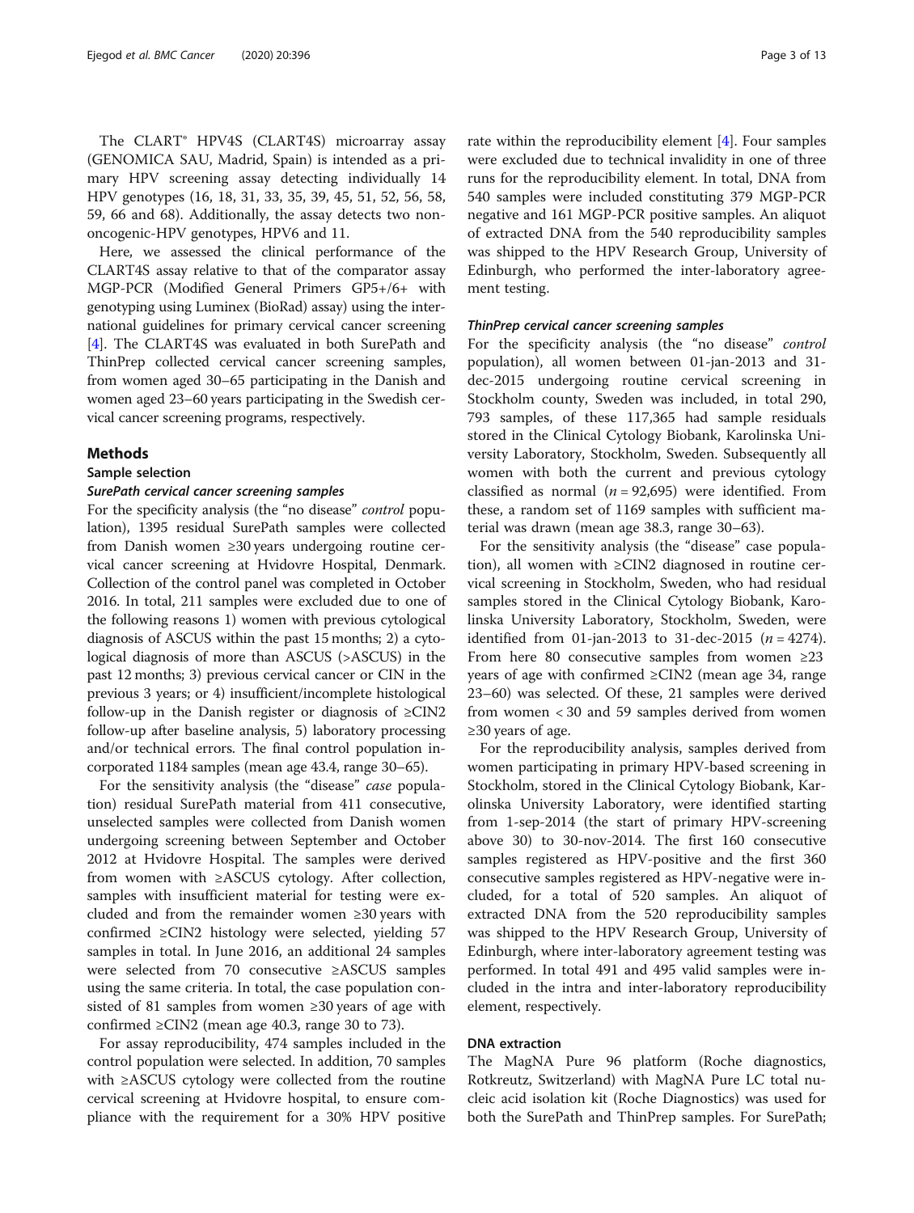The CLART® HPV4S (CLART4S) microarray assay (GENOMICA SAU, Madrid, Spain) is intended as a primary HPV screening assay detecting individually 14 HPV genotypes (16, 18, 31, 33, 35, 39, 45, 51, 52, 56, 58, 59, 66 and 68). Additionally, the assay detects two non-oncogenic-HPV genotypes, HPV6 and 11.

Here, we assessed the clinical performance of the CLART4S assay relative to that of the comparator assay MGP-PCR (Modified General Primers GP5+/6+ with genotyping using Luminex (BioRad) assay) using the international guidelines for primary cervical cancer screening [4]. The CLART4S was evaluated in both SurePath and ThinPrep collected cervical cancer screening samples, from women aged 30–65 participating in the Danish and women aged 23–60 years participating in the Swedish cervical cancer screening programs, respectively.

## Methods

### Sample selection

#### *SurePath cervical cancer screening samples*

For the specificity analysis (the "no disease" *control* population), 1395 residual SurePath samples were collected from Danish women ≥30 years undergoing routine cervical cancer screening at Hvidovre Hospital, Denmark. Collection of the control panel was completed in October 2016. In total, 211 samples were excluded due to one of the following reasons 1) women with previous cytological diagnosis of ASCUS within the past 15 months; 2) a cytological diagnosis of more than ASCUS (>ASCUS) in the past 12 months; 3) previous cervical cancer or CIN in the previous 3 years; or 4) insufficient/incomplete histological follow-up in the Danish register or diagnosis of ≥CIN2 follow-up after baseline analysis, 5) laboratory processing and/or technical errors. The final control population incorporated 1184 samples (mean age 43.4, range 30–65).

For the sensitivity analysis (the "disease" *case* population) residual SurePath material from 411 consecutive, unselected samples were collected from Danish women undergoing screening between September and October 2012 at Hvidovre Hospital. The samples were derived from women with ≥ASCUS cytology. After collection, samples with insufficient material for testing were excluded and from the remainder women ≥30 years with confirmed ≥CIN2 histology were selected, yielding 57 samples in total. In June 2016, an additional 24 samples were selected from 70 consecutive ≥ASCUS samples using the same criteria. In total, the case population consisted of 81 samples from women ≥30 years of age with confirmed ≥CIN2 (mean age 40.3, range 30 to 73).

For assay reproducibility, 474 samples included in the control population were selected. In addition, 70 samples with ≥ASCUS cytology were collected from the routine cervical screening at Hvidovre hospital, to ensure compliance with the requirement for a 30% HPV positive rate within the reproducibility element [4]. Four samples were excluded due to technical invalidity in one of three runs for the reproducibility element. In total, DNA from 540 samples were included constituting 379 MGP-PCR negative and 161 MGP-PCR positive samples. An aliquot of extracted DNA from the 540 reproducibility samples was shipped to the HPV Research Group, University of Edinburgh, who performed the inter-laboratory agreement testing.

#### *ThinPrep cervical cancer screening samples*

For the specificity analysis (the "no disease" *control* population), all women between 01-jan-2013 and 31-dec-2015 undergoing routine cervical screening in Stockholm county, Sweden was included, in total 290,793 samples, of these 117,365 had sample residuals stored in the Clinical Cytology Biobank, Karolinska University Laboratory, Stockholm, Sweden. Subsequently all women with both the current and previous cytology classified as normal ($n = 92{,}695$) were identified. From these, a random set of 1169 samples with sufficient material was drawn (mean age 38.3, range 30–63).

For the sensitivity analysis (the "disease" case population), all women with ≥CIN2 diagnosed in routine cervical screening in Stockholm, Sweden, who had residual samples stored in the Clinical Cytology Biobank, Karolinska University Laboratory, Stockholm, Sweden, were identified from 01-jan-2013 to 31-dec-2015 ($n = 4274$). From here 80 consecutive samples from women ≥23 years of age with confirmed ≥CIN2 (mean age 34, range 23–60) was selected. Of these, 21 samples were derived from women < 30 and 59 samples derived from women ≥30 years of age.

For the reproducibility analysis, samples derived from women participating in primary HPV-based screening in Stockholm, stored in the Clinical Cytology Biobank, Karolinska University Laboratory, were identified starting from 1-sep-2014 (the start of primary HPV-screening above 30) to 30-nov-2014. The first 160 consecutive samples registered as HPV-positive and the first 360 consecutive samples registered as HPV-negative were included, for a total of 520 samples. An aliquot of extracted DNA from the 520 reproducibility samples was shipped to the HPV Research Group, University of Edinburgh, where inter-laboratory agreement testing was performed. In total 491 and 495 valid samples were included in the intra and inter-laboratory reproducibility element, respectively.

### DNA extraction

The MagNA Pure 96 platform (Roche diagnostics, Rotkreutz, Switzerland) with MagNA Pure LC total nucleic acid isolation kit (Roche Diagnostics) was used for both the SurePath and ThinPrep samples. For SurePath;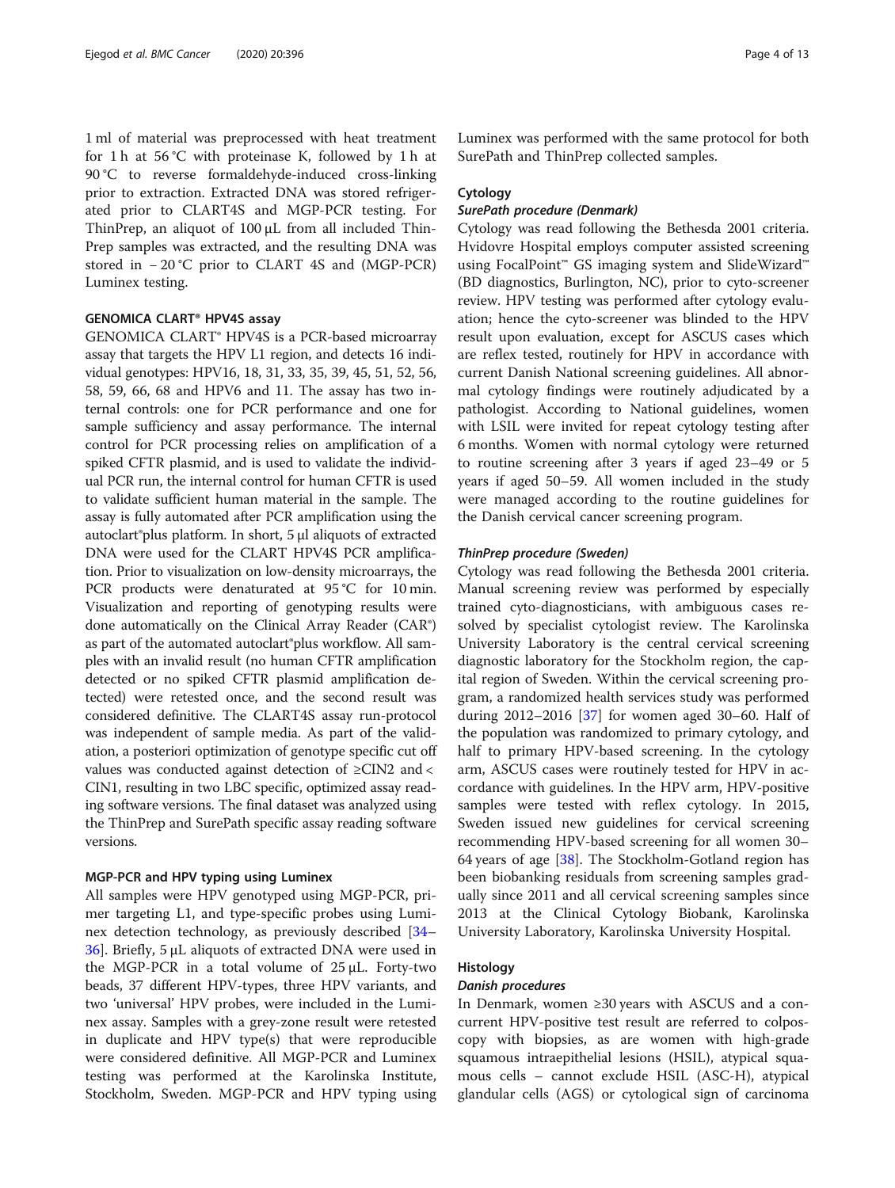1 ml of material was preprocessed with heat treatment for 1 h at 56 °C with proteinase K, followed by 1 h at 90 °C to reverse formaldehyde-induced cross-linking prior to extraction. Extracted DNA was stored refrigerated prior to CLART4S and MGP-PCR testing. For ThinPrep, an aliquot of 100 μL from all included ThinPrep samples was extracted, and the resulting DNA was stored in − 20 °C prior to CLART 4S and (MGP-PCR) Luminex testing.

### GENOMICA CLART® HPV4S assay

GENOMICA CLART® is a PCR-based microarray assay that targets the HPV L1 region, and detects 16 individual genotypes: HPV16, 18, 31, 33, 35, 39, 45, 51, 52, 56, 58, 59, 66, 68 and HPV6 and 11. The assay has two internal controls: one for PCR performance and one for sample sufficiency and assay performance. The internal control for PCR processing relies on amplification of a spiked CFTR plasmid, and is used to validate the individual PCR run, the internal control for human CFTR is used to validate sufficient human material in the sample. The assay is fully automated after PCR amplification using the autoclart®plus platform. In short, 5 μl aliquots of extracted DNA were used for the CLART HPV4S PCR amplification. Prior to visualization on low-density microarrays, the PCR products were denaturated at 95 °C for 10 min. Visualization and reporting of genotyping results were done automatically on the Clinical Array Reader (CAR®) as part of the automated autoclart®plus workflow. All samples with an invalid result (no human CFTR amplification detected or no spiked CFTR plasmid amplification detected) were retested once, and the second result was considered definitive. The CLART4S assay run-protocol was independent of sample media. As part of the validation, a posteriori optimization of genotype specific cut off values was conducted against detection of ≥CIN2 and < CIN1, resulting in two LBC specific, optimized assay reading software versions. The final dataset was analyzed using the ThinPrep and SurePath specific assay reading software versions.

### MGP-PCR and HPV typing using Luminex

All samples were HPV genotyped using MGP-PCR, primer targeting L1, and type-specific probes using Luminex detection technology, as previously described [34–36]. Briefly, 5 μL aliquots of extracted DNA were used in the MGP-PCR in a total volume of 25 μL. Forty-two beads, 37 different HPV-types, three HPV variants, and two 'universal' HPV probes, were included in the Luminex assay. Samples with a grey-zone result were retested in duplicate and HPV type(s) that were reproducible were considered definitive. All MGP-PCR and Luminex testing was performed at the Karolinska Institute, Stockholm, Sweden. MGP-PCR and HPV typing using Luminex was performed with the same protocol for both SurePath and ThinPrep collected samples.

### Cytology

#### *SurePath procedure (Denmark)*

Cytology was read following the Bethesda 2001 criteria. Hvidovre Hospital employs computer assisted screening using FocalPoint™ GS imaging system and SlideWizard™ (BD diagnostics, Burlington, NC), prior to cyto-screener review. HPV testing was performed after cytology evaluation; hence the cyto-screener was blinded to the HPV result upon evaluation, except for ASCUS cases which are reflex tested, routinely for HPV in accordance with current Danish National screening guidelines. All abnormal cytology findings were routinely adjudicated by a pathologist. According to National guidelines, women with LSIL were invited for repeat cytology testing after 6 months. Women with normal cytology were returned to routine screening after 3 years if aged 23–49 or 5 years if aged 50–59. All women included in the study were managed according to the routine guidelines for the Danish cervical cancer screening program.

#### *ThinPrep procedure (Sweden)*

Cytology was read following the Bethesda 2001 criteria. Manual screening review was performed by especially trained cyto-diagnosticians, with ambiguous cases resolved by specialist cytologist review. The Karolinska University Laboratory is the central cervical screening diagnostic laboratory for the Stockholm region, the capital region of Sweden. Within the cervical screening program, a randomized health services study was performed during 2012–2016 [37] for women aged 30–60. Half of the population was randomized to primary cytology, and half to primary HPV-based screening. In the cytology arm, ASCUS cases were routinely tested for HPV in accordance with guidelines. In the HPV arm, HPV-positive samples were tested with reflex cytology. In 2015, Sweden issued new guidelines for cervical screening recommending HPV-based screening for all women 30–64 years of age [38]. The Stockholm-Gotland region has been biobanking residuals from screening samples gradually since 2011 and all cervical screening samples since 2013 at the Clinical Cytology Biobank, Karolinska University Laboratory, Karolinska University Hospital.

### Histology

#### *Danish procedures*

In Denmark, women ≥30 years with ASCUS and a concurrent HPV-positive test result are referred to colposcopy with biopsies, as are women with high-grade squamous intraepithelial lesions (HSIL), atypical squamous cells – cannot exclude HSIL (ASC-H), atypical glandular cells (AGS) or cytological sign of carcinoma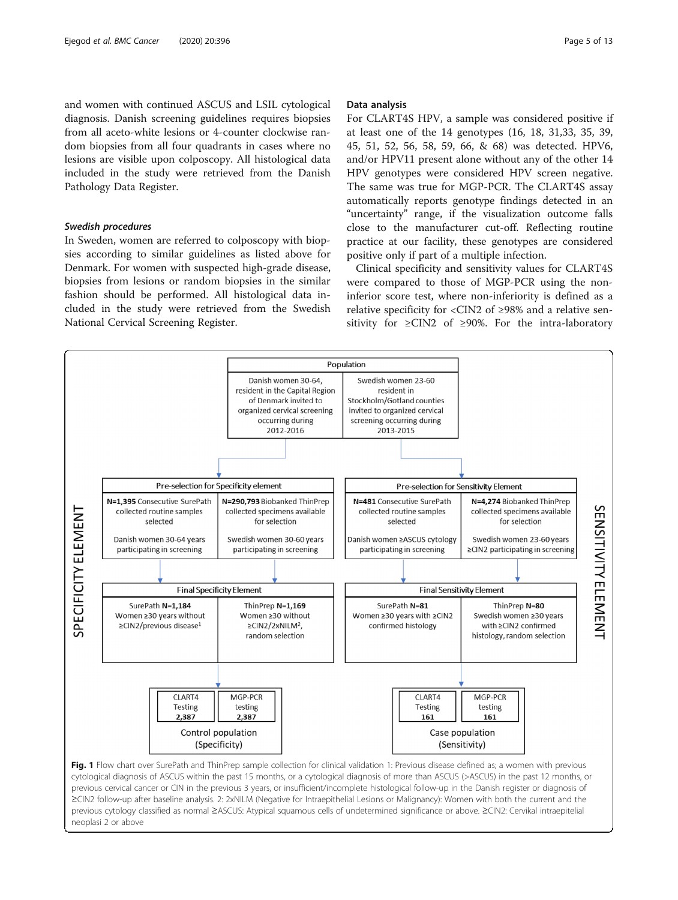and women with continued ASCUS and LSIL cytological diagnosis. Danish screening guidelines requires biopsies from all aceto-white lesions or 4-counter clockwise random biopsies from all four quadrants in cases where no lesions are visible upon colposcopy. All histological data included in the study were retrieved from the Danish Pathology Data Register.

### *Swedish procedures*

In Sweden, women are referred to colposcopy with biopsies according to similar guidelines as listed above for Denmark. For women with suspected high-grade disease, biopsies from lesions or random biopsies in the similar fashion should be performed. All histological data included in the study were retrieved from the Swedish National Cervical Screening Register.

### Data analysis

For CLART4S HPV, a sample was considered positive if at least one of the 14 genotypes (16, 18, 31,33, 35, 39, 45, 51, 52, 56, 58, 59, 66, & 68) was detected. HPV6, and/or HPV11 present alone without any of the other 14 HPV genotypes were considered HPV screen negative. The same was true for MGP-PCR. The CLART4S assay automatically reports genotype findings detected in an "uncertainty" range, if the visualization outcome falls close to the manufacturer cut-off. Reflecting routine practice at our facility, these genotypes are considered positive only if part of a multiple infection.

Clinical specificity and sensitivity values for CLART4S were compared to those of MGP-PCR using the non-inferior score test, where non-inferiority is defined as a relative specificity for <CIN2 of ≥98% and a relative sensitivity for ≥CIN2 of ≥90%. For the intra-laboratory

**Population**

| Danish women 30-64, resident in the Capital Region of Denmark invited to organized cervical screening occurring during 2012-2016 | Swedish women 23-60 resident in Stockholm/Gotland counties invited to organized cervical screening occurring during 2013-2015 |
|---|---|

**SPECIFICITY ELEMENT**

| Pre-selection for Specificity element | |
|---|---|
| **N=1,395** Consecutive SurePath collected routine samples selected<br><br>Danish women 30-64 years participating in screening | **N=290,793** Biobanked ThinPrep collected specimens available for selection<br><br>Swedish women 30-60 years participating in screening |

| Final Specificity Element | |
|---|---|
| SurePath **N=1,184**<br>Women ≥30 years without ≥CIN2/previous disease[1] | ThinPrep **N=1,169**<br>Women ≥30 without ≥CIN2/2xNILM[2], random selection |

| CLART4 Testing | MGP-PCR testing |
|---|---|
| **2,387** | **2,387** |

Control population (Specificity)

**SENSITIVITY ELEMENT**

| Pre-selection for Sensitivity Element | |
|---|---|
| **N=481** Consecutive SurePath collected routine samples selected<br><br>Danish women ≥ASCUS cytology participating in screening | **N=4,274** Biobanked ThinPrep collected specimens available for selection<br><br>Swedish women 23-60 years ≥CIN2 participating in screening |

| Final Sensitivity Element | |
|---|---|
| SurePath **N=81**<br>Women ≥30 years with ≥CIN2 confirmed histology | ThinPrep **N=80**<br>Swedish women ≥30 years with ≥CIN2 confirmed histology, random selection |

| CLART4 Testing | MGP-PCR testing |
|---|---|
| **161** | **161** |

Case population (Sensitivity)

**Fig. 1** Flow chart over SurePath and ThinPrep sample collection for clinical validation 1: Previous disease defined as; a women with previous cytological diagnosis of ASCUS within the past 15 months, or a cytological diagnosis of more than ASCUS (>ASCUS) in the past 12 months, or previous cervical cancer or CIN in the previous 3 years, or insufficient/incomplete histological follow-up in the Danish register or diagnosis of ≥CIN2 follow-up after baseline analysis. 2: 2xNILM (Negative for Intraepithelial Lesions or Malignancy): Women with both the current and the previous cytology classified as normal ≥ASCUS: Atypical squamous cells of undetermined significance or above. ≥CIN2: Cervikal intraepitelial neoplasi 2 or above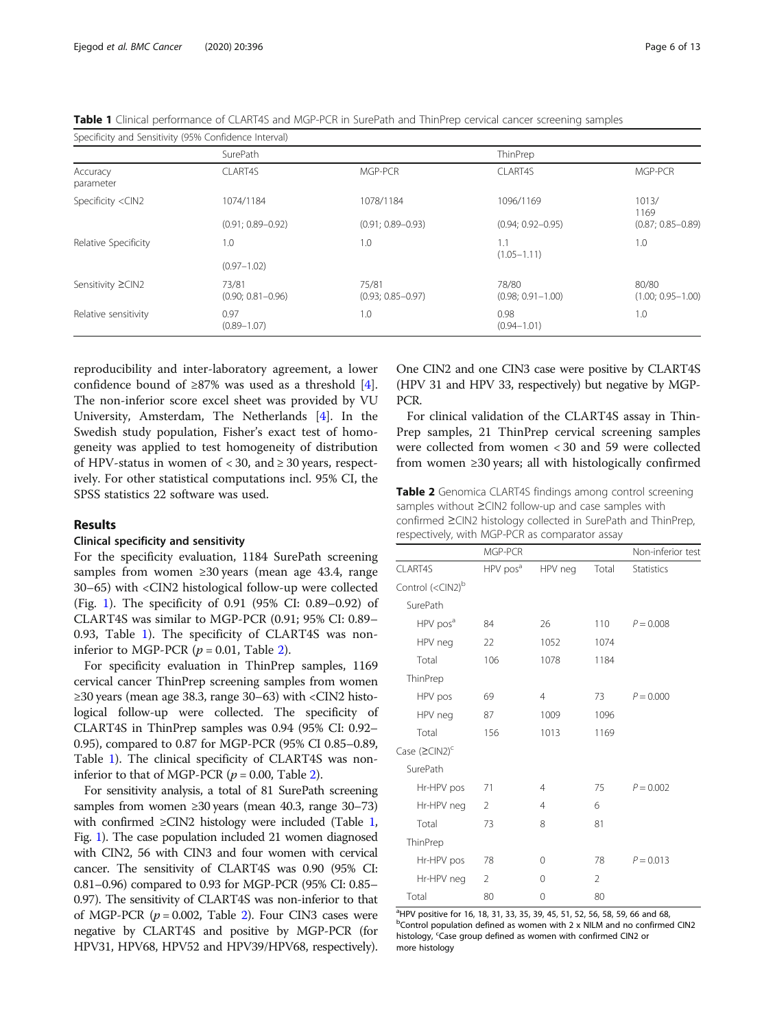**Table 1** Clinical performance of CLART4S and MGP-PCR in SurePath and ThinPrep cervical cancer screening samples

| Specificity and Sensitivity (95% Confidence Interval) | | | | |
|---|---|---|---|---|
| | SurePath | | ThinPrep | |
| Accuracy parameter | CLART4S | MGP-PCR | CLART4S | MGP-PCR |
| Specificity <CIN2 | 1074/1184 | 1078/1184 | 1096/1169 | 1013/1169 |
| | (0.91; 0.89–0.92) | (0.91; 0.89–0.93) | (0.94; 0.92–0.95) | (0.87; 0.85–0.89) |
| Relative Specificity | 1.0 | 1.0 | 1.1 (1.05–1.11) | 1.0 |
| | (0.97–1.02) | | | |
| Sensitivity ≥CIN2 | 73/81 (0.90; 0.81–0.96) | 75/81 (0.93; 0.85–0.97) | 78/80 (0.98; 0.91–1.00) | 80/80 (1.00; 0.95–1.00) |
| Relative sensitivity | 0.97 (0.89–1.07) | 1.0 | 0.98 (0.94–1.01) | 1.0 |

reproducibility and inter-laboratory agreement, a lower confidence bound of ≥87% was used as a threshold [4]. The non-inferior score excel sheet was provided by VU University, Amsterdam, The Netherlands [4]. In the Swedish study population, Fisher's exact test of homogeneity was applied to test homogeneity of distribution of HPV-status in women of < 30, and ≥ 30 years, respectively. For other statistical computations incl. 95% CI, the SPSS statistics 22 software was used.

## Results

### Clinical specificity and sensitivity

For the specificity evaluation, 1184 SurePath screening samples from women ≥30 years (mean age 43.4, range 30–65) with <CIN2 histological follow-up were collected (Fig. 1). The specificity of 0.91 (95% CI: 0.89–0.92) of CLART4S was similar to MGP-PCR (0.91; 95% CI: 0.89–0.93, Table 1). The specificity of CLART4S was non-inferior to MGP-PCR ($p = 0.01$, Table 2).

For specificity evaluation in ThinPrep samples, 1169 cervical cancer ThinPrep screening samples from women ≥30 years (mean age 38.3, range 30–63) with <CIN2 histological follow-up were collected. The specificity of CLART4S in ThinPrep samples was 0.94 (95% CI: 0.92–0.95), compared to 0.87 for MGP-PCR (95% CI 0.85–0.89, Table 1). The clinical specificity of CLART4S was non-inferior to that of MGP-PCR ($p = 0.00$, Table 2).

For sensitivity analysis, a total of 81 SurePath screening samples from women ≥30 years (mean 40.3, range 30–73) with confirmed ≥CIN2 histology were included (Table 1, Fig. 1). The case population included 21 women diagnosed with CIN2, 56 with CIN3 and four women with cervical cancer. The sensitivity of CLART4S was 0.90 (95% CI: 0.81–0.96) compared to 0.93 for MGP-PCR (95% CI: 0.85–0.97). The sensitivity of CLART4S was non-inferior to that of MGP-PCR ($p = 0.002$, Table 2). Four CIN3 cases were negative by CLART4S and positive by MGP-PCR (for HPV31, HPV68, HPV52 and HPV39/HPV68, respectively). One CIN2 and one CIN3 case were positive by CLART4S (HPV 31 and HPV 33, respectively) but negative by MGP-PCR.

For clinical validation of the CLART4S assay in ThinPrep samples, 21 ThinPrep cervical screening samples were collected from women < 30 and 59 were collected from women ≥30 years; all with histologically confirmed

**Table 2** Genomica CLART4S findings among control screening samples without ≥CIN2 follow-up and case samples with confirmed ≥CIN2 histology collected in SurePath and ThinPrep, respectively, with MGP-PCR as comparator assay

| | MGP-PCR | | | Non-inferior test |
|---|---|---|---|---|
| CLART4S | HPV pos[a] | HPV neg | Total | Statistics |
| Control (<CIN2)[b] | | | | |
| SurePath | | | | |
| HPV pos[a] | 84 | 26 | 110 | $P = 0.008$ |
| HPV neg | 22 | 1052 | 1074 | |
| Total | 106 | 1078 | 1184 | |
| ThinPrep | | | | |
| HPV pos | 69 | 4 | 73 | $P = 0.000$ |
| HPV neg | 87 | 1009 | 1096 | |
| Total | 156 | 1013 | 1169 | |
| Case (≥CIN2)[c] | | | | |
| SurePath | | | | |
| Hr-HPV pos | 71 | 4 | 75 | $P = 0.002$ |
| Hr-HPV neg | 2 | 4 | 6 | |
| Total | 73 | 8 | 81 | |
| ThinPrep | | | | |
| Hr-HPV pos | 78 | 0 | 78 | $P = 0.013$ |
| Hr-HPV neg | 2 | 0 | 2 | |
| Total | 80 | 0 | 80 | |

[a]HPV positive for 16, 18, 31, 33, 35, 39, 45, 51, 52, 56, 58, 59, 66 and 68, [b]Control population defined as women with 2 x NILM and no confirmed CIN2 histology, [c]Case group defined as women with confirmed CIN2 or more histology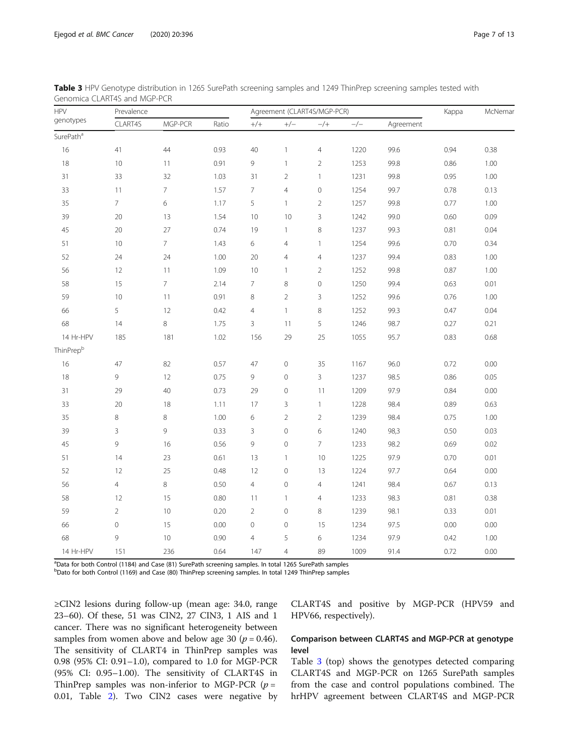**Table 3** HPV Genotype distribution in 1265 SurePath screening samples and 1249 ThinPrep screening samples tested with Genomica CLART4S and MGP-PCR

| HPV genotypes | Prevalence | | | Agreement (CLART4S/MGP-PCR) | | | | | Kappa | McNemar |
|---|---|---|---|---|---|---|---|---|---|---|
| | CLART4S | MGP-PCR | Ratio | +/+ | +/− | −/+ | −/− | Agreement | | |
| SurePath[a] | | | | | | | | | | |
| 16 | 41 | 44 | 0.93 | 40 | 1 | 4 | 1220 | 99.6 | 0.94 | 0.38 |
| 18 | 10 | 11 | 0.91 | 9 | 1 | 2 | 1253 | 99.8 | 0.86 | 1.00 |
| 31 | 33 | 32 | 1.03 | 31 | 2 | 1 | 1231 | 99.8 | 0.95 | 1.00 |
| 33 | 11 | 7 | 1.57 | 7 | 4 | 0 | 1254 | 99.7 | 0.78 | 0.13 |
| 35 | 7 | 6 | 1.17 | 5 | 1 | 2 | 1257 | 99.8 | 0.77 | 1.00 |
| 39 | 20 | 13 | 1.54 | 10 | 10 | 3 | 1242 | 99.0 | 0.60 | 0.09 |
| 45 | 20 | 27 | 0.74 | 19 | 1 | 8 | 1237 | 99.3 | 0.81 | 0.04 |
| 51 | 10 | 7 | 1.43 | 6 | 4 | 1 | 1254 | 99.6 | 0.70 | 0.34 |
| 52 | 24 | 24 | 1.00 | 20 | 4 | 4 | 1237 | 99.4 | 0.83 | 1.00 |
| 56 | 12 | 11 | 1.09 | 10 | 1 | 2 | 1252 | 99.8 | 0.87 | 1.00 |
| 58 | 15 | 7 | 2.14 | 7 | 8 | 0 | 1250 | 99.4 | 0.63 | 0.01 |
| 59 | 10 | 11 | 0.91 | 8 | 2 | 3 | 1252 | 99.6 | 0.76 | 1.00 |
| 66 | 5 | 12 | 0.42 | 4 | 1 | 8 | 1252 | 99.3 | 0.47 | 0.04 |
| 68 | 14 | 8 | 1.75 | 3 | 11 | 5 | 1246 | 98.7 | 0.27 | 0.21 |
| 14 Hr-HPV | 185 | 181 | 1.02 | 156 | 29 | 25 | 1055 | 95.7 | 0.83 | 0.68 |
| ThinPrep[b] | | | | | | | | | | |
| 16 | 47 | 82 | 0.57 | 47 | 0 | 35 | 1167 | 96.0 | 0.72 | 0.00 |
| 18 | 9 | 12 | 0.75 | 9 | 0 | 3 | 1237 | 98.5 | 0.86 | 0.05 |
| 31 | 29 | 40 | 0.73 | 29 | 0 | 11 | 1209 | 97.9 | 0.84 | 0.00 |
| 33 | 20 | 18 | 1.11 | 17 | 3 | 1 | 1228 | 98.4 | 0.89 | 0.63 |
| 35 | 8 | 8 | 1.00 | 6 | 2 | 2 | 1239 | 98.4 | 0.75 | 1.00 |
| 39 | 3 | 9 | 0.33 | 3 | 0 | 6 | 1240 | 98,3 | 0.50 | 0.03 |
| 45 | 9 | 16 | 0.56 | 9 | 0 | 7 | 1233 | 98.2 | 0.69 | 0.02 |
| 51 | 14 | 23 | 0.61 | 13 | 1 | 10 | 1225 | 97.9 | 0.70 | 0.01 |
| 52 | 12 | 25 | 0.48 | 12 | 0 | 13 | 1224 | 97.7 | 0.64 | 0.00 |
| 56 | 4 | 8 | 0.50 | 4 | 0 | 4 | 1241 | 98.4 | 0.67 | 0.13 |
| 58 | 12 | 15 | 0.80 | 11 | 1 | 4 | 1233 | 98.3 | 0.81 | 0.38 |
| 59 | 2 | 10 | 0.20 | 2 | 0 | 8 | 1239 | 98.1 | 0.33 | 0.01 |
| 66 | 0 | 15 | 0.00 | 0 | 0 | 15 | 1234 | 97.5 | 0.00 | 0.00 |
| 68 | 9 | 10 | 0.90 | 4 | 5 | 6 | 1234 | 97.9 | 0.42 | 1.00 |
| 14 Hr-HPV | 151 | 236 | 0.64 | 147 | 4 | 89 | 1009 | 91.4 | 0.72 | 0.00 |

[a]Data for both Control (1184) and Case (81) SurePath screening samples. In total 1265 SurePath samples
[b]Dato for both Control (1169) and Case (80) ThinPrep screening samples. In total 1249 ThinPrep samples

≥CIN2 lesions during follow-up (mean age: 34.0, range 23–60). Of these, 51 was CIN2, 27 CIN3, 1 AIS and 1 cancer. There was no significant heterogeneity between samples from women above and below age 30 ($p = 0.46$). The sensitivity of CLART4 in ThinPrep samples was 0.98 (95% CI: 0.91–1.0), compared to 1.0 for MGP-PCR (95% CI: 0.95–1.00). The sensitivity of CLART4S in ThinPrep samples was non-inferior to MGP-PCR ($p = 0.01$, Table 2). Two CIN2 cases were negative by CLART4S and positive by MGP-PCR (HPV59 and HPV66, respectively).

### Comparison between CLART4S and MGP-PCR at genotype level

Table 3 (top) shows the genotypes detected comparing CLART4S and MGP-PCR on 1265 SurePath samples from the case and control populations combined. The hrHPV agreement between CLART4S and MGP-PCR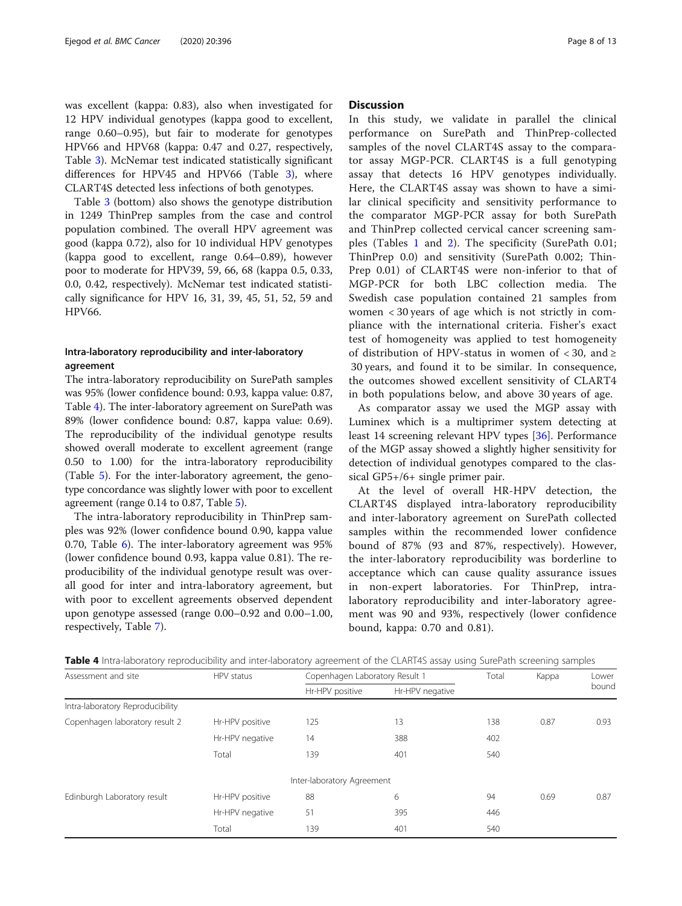was excellent (kappa: 0.83), also when investigated for 12 HPV individual genotypes (kappa good to excellent, range 0.60–0.95), but fair to moderate for genotypes HPV66 and HPV68 (kappa: 0.47 and 0.27, respectively, Table 3). McNemar test indicated statistically significant differences for HPV45 and HPV66 (Table 3), where CLART4S detected less infections of both genotypes.

Table 3 (bottom) also shows the genotype distribution in 1249 ThinPrep samples from the case and control population combined. The overall HPV agreement was good (kappa 0.72), also for 10 individual HPV genotypes (kappa good to excellent, range 0.64–0.89), however poor to moderate for HPV39, 59, 66, 68 (kappa 0.5, 0.33, 0.0, 0.42, respectively). McNemar test indicated statistically significance for HPV 16, 31, 39, 45, 51, 52, 59 and HPV66.

### Intra-laboratory reproducibility and inter-laboratory agreement

The intra-laboratory reproducibility on SurePath samples was 95% (lower confidence bound: 0.93, kappa value: 0.87, Table 4). The inter-laboratory agreement on SurePath was 89% (lower confidence bound: 0.87, kappa value: 0.69). The reproducibility of the individual genotype results showed overall moderate to excellent agreement (range 0.50 to 1.00) for the intra-laboratory reproducibility (Table 5). For the inter-laboratory agreement, the genotype concordance was slightly lower with poor to excellent agreement (range 0.14 to 0.87, Table 5).

The intra-laboratory reproducibility in ThinPrep samples was 92% (lower confidence bound 0.90, kappa value 0.70, Table 6). The inter-laboratory agreement was 95% (lower confidence bound 0.93, kappa value 0.81). The reproducibility of the individual genotype result was overall good for inter and intra-laboratory agreement, but with poor to excellent agreements observed dependent upon genotype assessed (range 0.00–0.92 and 0.00–1.00, respectively, Table 7).

## Discussion

In this study, we validate in parallel the clinical performance on SurePath and ThinPrep-collected samples of the novel CLART4S assay to the comparator assay MGP-PCR. CLART4S is a full genotyping assay that detects 16 HPV genotypes individually. Here, the CLART4S assay was shown to have a similar clinical specificity and sensitivity performance to the comparator MGP-PCR assay for both SurePath and ThinPrep collected cervical cancer screening samples (Tables 1 and 2). The specificity (SurePath 0.01; ThinPrep 0.0) and sensitivity (SurePath 0.002; ThinPrep 0.01) of CLART4S were non-inferior to that of MGP-PCR for both LBC collection media. The Swedish case population contained 21 samples from women < 30 years of age which is not strictly in compliance with the international criteria. Fisher's exact test of homogeneity was applied to test homogeneity of distribution of HPV-status in women of < 30, and ≥ 30 years, and found it to be similar. In consequence, the outcomes showed excellent sensitivity of CLART4 in both populations below, and above 30 years of age.

As comparator assay we used the MGP assay with Luminex which is a multiprimer system detecting at least 14 screening relevant HPV types [36]. Performance of the MGP assay showed a slightly higher sensitivity for detection of individual genotypes compared to the classical GP5+/6+ single primer pair.

At the level of overall HR-HPV detection, the CLART4S displayed intra-laboratory reproducibility and inter-laboratory agreement on SurePath collected samples within the recommended lower confidence bound of 87% (93 and 87%, respectively). However, the inter-laboratory reproducibility was borderline to acceptance which can cause quality assurance issues in non-expert laboratories. For ThinPrep, intra-laboratory reproducibility and inter-laboratory agreement was 90 and 93%, respectively (lower confidence bound, kappa: 0.70 and 0.81).

**Table 4** Intra-laboratory reproducibility and inter-laboratory agreement of the CLART4S assay using SurePath screening samples

| Assessment and site | HPV status | Copenhagen Laboratory Result 1 | | Total | Kappa | Lower bound |
|---|---|---|---|---|---|---|
| | | Hr-HPV positive | Hr-HPV negative | | | |
| Intra-laboratory Reproducibility | | | | | | |
| Copenhagen laboratory result 2 | Hr-HPV positive | 125 | 13 | 138 | 0.87 | 0.93 |
| | Hr-HPV negative | 14 | 388 | 402 | | |
| | Total | 139 | 401 | 540 | | |
| | | Inter-laboratory Agreement | | | | |
| Edinburgh Laboratory result | Hr-HPV positive | 88 | 6 | 94 | 0.69 | 0.87 |
| | Hr-HPV negative | 51 | 395 | 446 | | |
| | Total | 139 | 401 | 540 | | |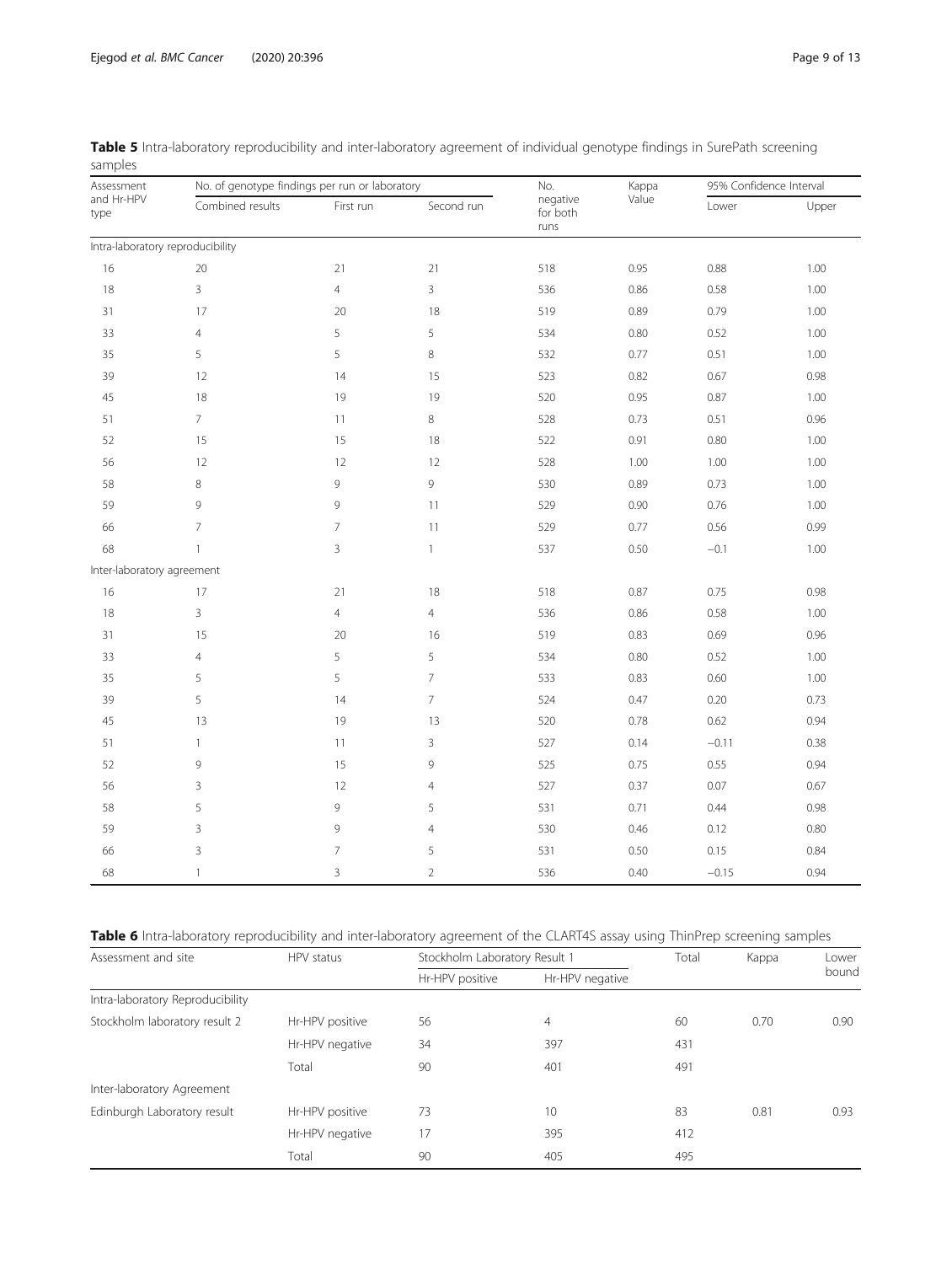**Table 5** Intra-laboratory reproducibility and inter-laboratory agreement of individual genotype findings in SurePath screening samples

| Assessment and Hr-HPV type | No. of genotype findings per run or laboratory | | | No. negative for both runs | Kappa Value | 95% Confidence Interval | |
|---|---|---|---|---|---|---|---|
| | Combined results | First run | Second run | | | Lower | Upper |
| Intra-laboratory reproducibility | | | | | | | |
| 16 | 20 | 21 | 21 | 518 | 0.95 | 0.88 | 1.00 |
| 18 | 3 | 4 | 3 | 536 | 0.86 | 0.58 | 1.00 |
| 31 | 17 | 20 | 18 | 519 | 0.89 | 0.79 | 1.00 |
| 33 | 4 | 5 | 5 | 534 | 0.80 | 0.52 | 1.00 |
| 35 | 5 | 5 | 8 | 532 | 0.77 | 0.51 | 1.00 |
| 39 | 12 | 14 | 15 | 523 | 0.82 | 0.67 | 0.98 |
| 45 | 18 | 19 | 19 | 520 | 0.95 | 0.87 | 1.00 |
| 51 | 7 | 11 | 8 | 528 | 0.73 | 0.51 | 0.96 |
| 52 | 15 | 15 | 18 | 522 | 0.91 | 0.80 | 1.00 |
| 56 | 12 | 12 | 12 | 528 | 1.00 | 1.00 | 1.00 |
| 58 | 8 | 9 | 9 | 530 | 0.89 | 0.73 | 1.00 |
| 59 | 9 | 9 | 11 | 529 | 0.90 | 0.76 | 1.00 |
| 66 | 7 | 7 | 11 | 529 | 0.77 | 0.56 | 0.99 |
| 68 | 1 | 3 | 1 | 537 | 0.50 | −0.1 | 1.00 |
| Inter-laboratory agreement | | | | | | | |
| 16 | 17 | 21 | 18 | 518 | 0.87 | 0.75 | 0.98 |
| 18 | 3 | 4 | 4 | 536 | 0.86 | 0.58 | 1.00 |
| 31 | 15 | 20 | 16 | 519 | 0.83 | 0.69 | 0.96 |
| 33 | 4 | 5 | 5 | 534 | 0.80 | 0.52 | 1.00 |
| 35 | 5 | 5 | 7 | 533 | 0.83 | 0.60 | 1.00 |
| 39 | 5 | 14 | 7 | 524 | 0.47 | 0.20 | 0.73 |
| 45 | 13 | 19 | 13 | 520 | 0.78 | 0.62 | 0.94 |
| 51 | 1 | 11 | 3 | 527 | 0.14 | −0.11 | 0.38 |
| 52 | 9 | 15 | 9 | 525 | 0.75 | 0.55 | 0.94 |
| 56 | 3 | 12 | 4 | 527 | 0.37 | 0.07 | 0.67 |
| 58 | 5 | 9 | 5 | 531 | 0.71 | 0.44 | 0.98 |
| 59 | 3 | 9 | 4 | 530 | 0.46 | 0.12 | 0.80 |
| 66 | 3 | 7 | 5 | 531 | 0.50 | 0.15 | 0.84 |
| 68 | 1 | 3 | 2 | 536 | 0.40 | −0.15 | 0.94 |

**Table 6** Intra-laboratory reproducibility and inter-laboratory agreement of the CLART4S assay using ThinPrep screening samples

| Assessment and site | HPV status | Stockholm Laboratory Result 1 | | Total | Kappa | Lower bound |
|---|---|---|---|---|---|---|
| | | Hr-HPV positive | Hr-HPV negative | | | |
| Intra-laboratory Reproducibility | | | | | | |
| Stockholm laboratory result 2 | Hr-HPV positive | 56 | 4 | 60 | 0.70 | 0.90 |
| | Hr-HPV negative | 34 | 397 | 431 | | |
| | Total | 90 | 401 | 491 | | |
| Inter-laboratory Agreement | | | | | | |
| Edinburgh Laboratory result | Hr-HPV positive | 73 | 10 | 83 | 0.81 | 0.93 |
| | Hr-HPV negative | 17 | 395 | 412 | | |
| | Total | 90 | 405 | 495 | | |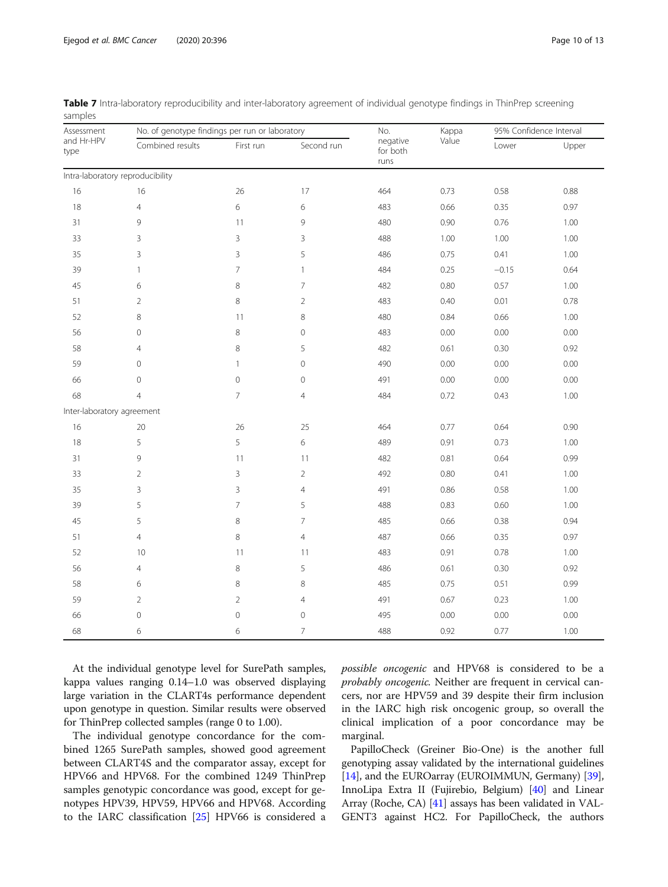**Table 7** Intra-laboratory reproducibility and inter-laboratory agreement of individual genotype findings in ThinPrep screening samples

| Assessment and Hr-HPV type | No. of genotype findings per run or laboratory | | | No. negative for both runs | Kappa Value | 95% Confidence Interval | |
|---|---|---|---|---|---|---|---|
| | Combined results | First run | Second run | | | Lower | Upper |
| Intra-laboratory reproducibility | | | | | | | |
| 16 | 16 | 26 | 17 | 464 | 0.73 | 0.58 | 0.88 |
| 18 | 4 | 6 | 6 | 483 | 0.66 | 0.35 | 0.97 |
| 31 | 9 | 11 | 9 | 480 | 0.90 | 0.76 | 1.00 |
| 33 | 3 | 3 | 3 | 488 | 1.00 | 1.00 | 1.00 |
| 35 | 3 | 3 | 5 | 486 | 0.75 | 0.41 | 1.00 |
| 39 | 1 | 7 | 1 | 484 | 0.25 | −0.15 | 0.64 |
| 45 | 6 | 8 | 7 | 482 | 0.80 | 0.57 | 1.00 |
| 51 | 2 | 8 | 2 | 483 | 0.40 | 0.01 | 0.78 |
| 52 | 8 | 11 | 8 | 480 | 0.84 | 0.66 | 1.00 |
| 56 | 0 | 8 | 0 | 483 | 0.00 | 0.00 | 0.00 |
| 58 | 4 | 8 | 5 | 482 | 0.61 | 0.30 | 0.92 |
| 59 | 0 | 1 | 0 | 490 | 0.00 | 0.00 | 0.00 |
| 66 | 0 | 0 | 0 | 491 | 0.00 | 0.00 | 0.00 |
| 68 | 4 | 7 | 4 | 484 | 0.72 | 0.43 | 1.00 |
| Inter-laboratory agreement | | | | | | | |
| 16 | 20 | 26 | 25 | 464 | 0.77 | 0.64 | 0.90 |
| 18 | 5 | 5 | 6 | 489 | 0.91 | 0.73 | 1.00 |
| 31 | 9 | 11 | 11 | 482 | 0.81 | 0.64 | 0.99 |
| 33 | 2 | 3 | 2 | 492 | 0.80 | 0.41 | 1.00 |
| 35 | 3 | 3 | 4 | 491 | 0.86 | 0.58 | 1.00 |
| 39 | 5 | 7 | 5 | 488 | 0.83 | 0.60 | 1.00 |
| 45 | 5 | 8 | 7 | 485 | 0.66 | 0.38 | 0.94 |
| 51 | 4 | 8 | 4 | 487 | 0.66 | 0.35 | 0.97 |
| 52 | 10 | 11 | 11 | 483 | 0.91 | 0.78 | 1.00 |
| 56 | 4 | 8 | 5 | 486 | 0.61 | 0.30 | 0.92 |
| 58 | 6 | 8 | 8 | 485 | 0.75 | 0.51 | 0.99 |
| 59 | 2 | 2 | 4 | 491 | 0.67 | 0.23 | 1.00 |
| 66 | 0 | 0 | 0 | 495 | 0.00 | 0.00 | 0.00 |
| 68 | 6 | 6 | 7 | 488 | 0.92 | 0.77 | 1.00 |

At the individual genotype level for SurePath samples, kappa values ranging 0.14–1.0 was observed displaying large variation in the CLART4s performance dependent upon genotype in question. Similar results were observed for ThinPrep collected samples (range 0 to 1.00).

The individual genotype concordance for the combined 1265 SurePath samples, showed good agreement between CLART4S and the comparator assay, except for HPV66 and HPV68. For the combined 1249 ThinPrep samples genotypic concordance was good, except for genotypes HPV39, HPV59, HPV66 and HPV68. According to the IARC classification [25] HPV66 is considered a *possible oncogenic* and HPV68 is considered to be a *probably oncogenic*. Neither are frequent in cervical cancers, nor are HPV59 and 39 despite their firm inclusion in the IARC high risk oncogenic group, so overall the clinical implication of a poor concordance may be marginal.

PapilloCheck (Greiner Bio-One) is the another full genotyping assay validated by the international guidelines [14], and the EUROarray (EUROIMMUN, Germany) [39], InnoLipa Extra II (Fujirebio, Belgium) [40] and Linear Array (Roche, CA) [41] assays has been validated in VALGENT3 against HC2. For PapilloCheck, the authors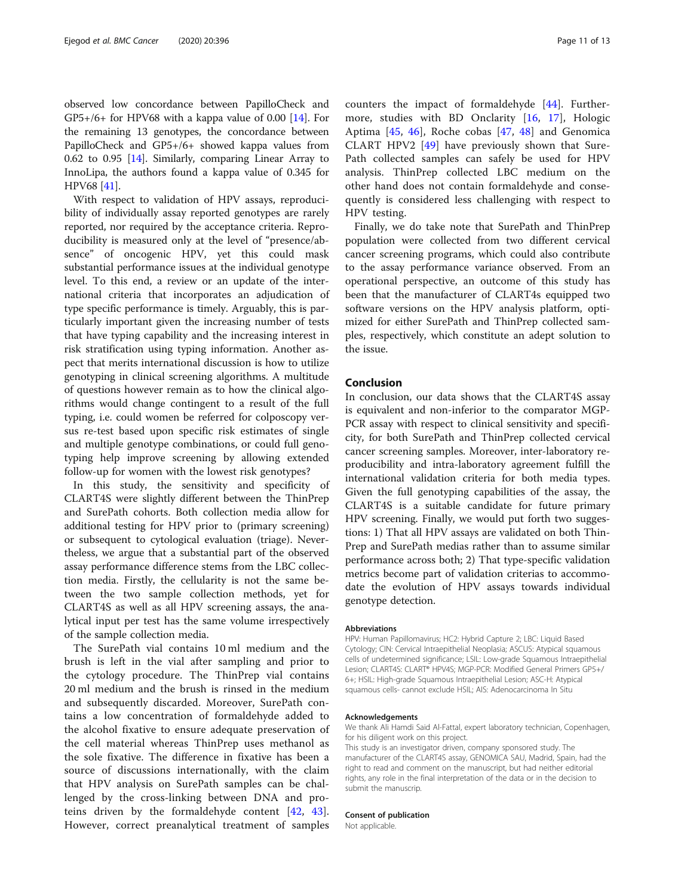observed low concordance between PapilloCheck and GP5+/6+ for HPV68 with a kappa value of 0.00 [14]. For the remaining 13 genotypes, the concordance between PapilloCheck and GP5+/6+ showed kappa values from 0.62 to 0.95 [14]. Similarly, comparing Linear Array to InnoLipa, the authors found a kappa value of 0.345 for HPV68 [41].

With respect to validation of HPV assays, reproducibility of individually assay reported genotypes are rarely reported, nor required by the acceptance criteria. Reproducibility is measured only at the level of "presence/absence" of oncogenic HPV, yet this could mask substantial performance issues at the individual genotype level. To this end, a review or an update of the international criteria that incorporates an adjudication of type specific performance is timely. Arguably, this is particularly important given the increasing number of tests that have typing capability and the increasing interest in risk stratification using typing information. Another aspect that merits international discussion is how to utilize genotyping in clinical screening algorithms. A multitude of questions however remain as to how the clinical algorithms would change contingent to a result of the full typing, i.e. could women be referred for colposcopy versus re-test based upon specific risk estimates of single and multiple genotype combinations, or could full genotyping help improve screening by allowing extended follow-up for women with the lowest risk genotypes?

In this study, the sensitivity and specificity of CLART4S were slightly different between the ThinPrep and SurePath cohorts. Both collection media allow for additional testing for HPV prior to (primary screening) or subsequent to cytological evaluation (triage). Nevertheless, we argue that a substantial part of the observed assay performance difference stems from the LBC collection media. Firstly, the cellularity is not the same between the two sample collection methods, yet for CLART4S as well as all HPV screening assays, the analytical input per test has the same volume irrespectively of the sample collection media.

The SurePath vial contains 10 ml medium and the brush is left in the vial after sampling and prior to the cytology procedure. The ThinPrep vial contains 20 ml medium and the brush is rinsed in the medium and subsequently discarded. Moreover, SurePath contains a low concentration of formaldehyde added to the alcohol fixative to ensure adequate preservation of the cell material whereas ThinPrep uses methanol as the sole fixative. The difference in fixative has been a source of discussions internationally, with the claim that HPV analysis on SurePath samples can be challenged by the cross-linking between DNA and proteins driven by the formaldehyde content [42, 43]. However, correct preanalytical treatment of samples counters the impact of formaldehyde [44]. Furthermore, studies with BD Onclarity [16, 17], Hologic Aptima [45, 46], Roche cobas [47, 48] and Genomica CLART HPV2 [49] have previously shown that SurePath collected samples can safely be used for HPV analysis. ThinPrep collected LBC medium on the other hand does not contain formaldehyde and consequently is considered less challenging with respect to HPV testing.

Finally, we do take note that SurePath and ThinPrep population were collected from two different cervical cancer screening programs, which could also contribute to the assay performance variance observed. From an operational perspective, an outcome of this study has been that the manufacturer of CLART4s equipped two software versions on the HPV analysis platform, optimized for either SurePath and ThinPrep collected samples, respectively, which constitute an adept solution to the issue.

## Conclusion

In conclusion, our data shows that the CLART4S assay is equivalent and non-inferior to the comparator MGP-PCR assay with respect to clinical sensitivity and specificity, for both SurePath and ThinPrep collected cervical cancer screening samples. Moreover, inter-laboratory reproducibility and intra-laboratory agreement fulfill the international validation criteria for both media types. Given the full genotyping capabilities of the assay, the CLART4S is a suitable candidate for future primary HPV screening. Finally, we would put forth two suggestions: 1) That all HPV assays are validated on both ThinPrep and SurePath medias rather than to assume similar performance across both; 2) That type-specific validation metrics become part of validation criterias to accommodate the evolution of HPV assays towards individual genotype detection.

### Abbreviations

HPV: Human Papillomavirus; HC2: Hybrid Capture 2; LBC: Liquid Based Cytology; CIN: Cervical Intraepithelial Neoplasia; ASCUS: Atypical squamous cells of undetermined significance; LSIL: Low-grade Squamous Intraepithelial Lesion; CLART4S: CLART® HPV4S; MGP-PCR: Modified General Primers GP5+/6+; HSIL: High-grade Squamous Intraepithelial Lesion; ASC-H: Atypical squamous cells- cannot exclude HSIL; AIS: Adenocarcinoma In Situ

### Acknowledgements

We thank Ali Hamdi Said Al-Fattal, expert laboratory technician, Copenhagen, for his diligent work on this project.

This study is an investigator driven, company sponsored study. The manufacturer of the CLART4S assay, GENOMICA SAU, Madrid, Spain, had the right to read and comment on the manuscript, but had neither editorial rights, any role in the final interpretation of the data or in the decision to submit the manuscrip.

### Consent of publication

Not applicable.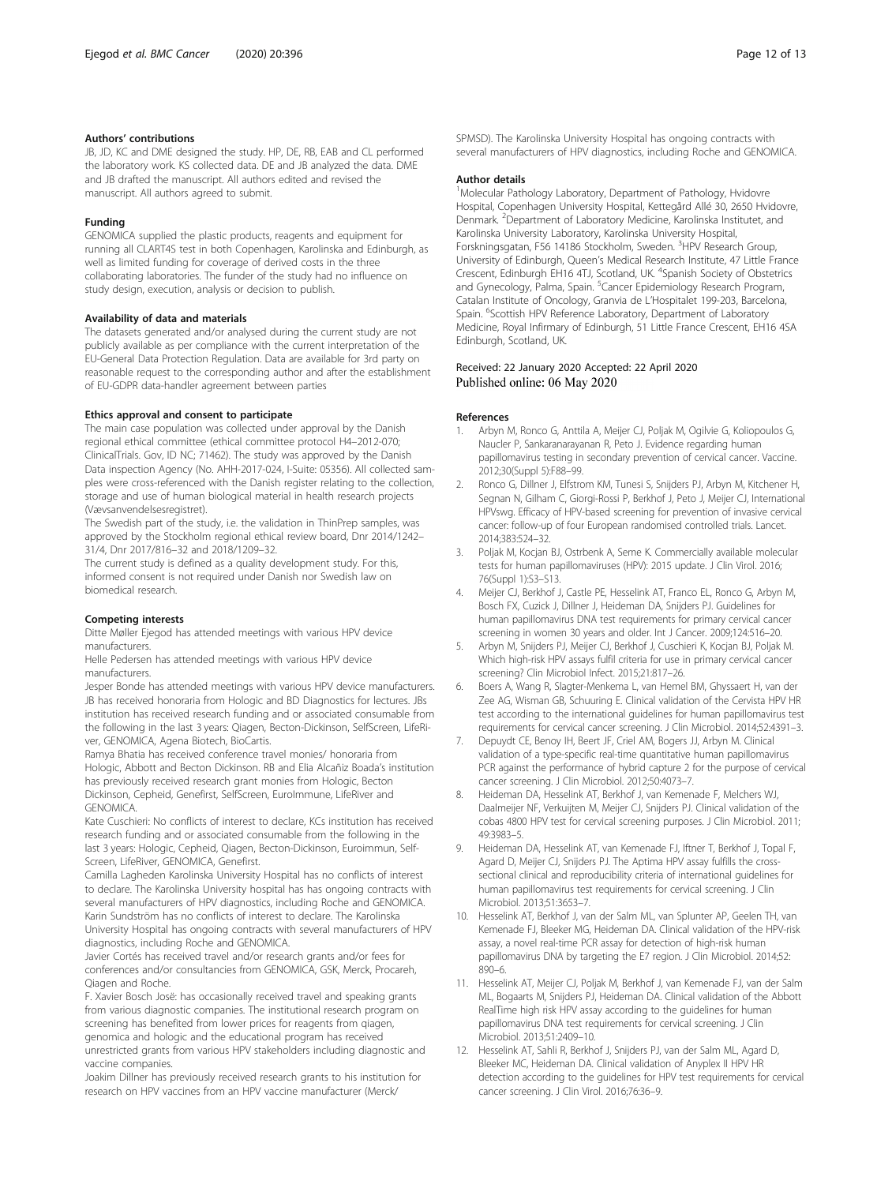#### Authors' contributions

JB, JD, KC and DME designed the study. HP, DE, RB, EAB and CL performed the laboratory work. KS collected data. DE and JB analyzed the data. DME and JB drafted the manuscript. All authors edited and revised the manuscript. All authors agreed to submit.

#### Funding

GENOMICA supplied the plastic products, reagents and equipment for running all CLART4S test in both Copenhagen, Karolinska and Edinburgh, as well as limited funding for coverage of derived costs in the three collaborating laboratories. The funder of the study had no influence on study design, execution, analysis or decision to publish.

#### Availability of data and materials

The datasets generated and/or analysed during the current study are not publicly available as per compliance with the current interpretation of the EU-General Data Protection Regulation. Data are available for 3rd party on reasonable request to the corresponding author and after the establishment of EU-GDPR data-handler agreement between parties

#### Ethics approval and consent to participate

The main case population was collected under approval by the Danish regional ethical committee (ethical committee protocol H4–2012-070; ClinicalTrials. Gov, ID NC; 71462). The study was approved by the Danish Data inspection Agency (No. AHH-2017-024, I-Suite: 05356). All collected samples were cross-referenced with the Danish register relating to the collection, storage and use of human biological material in health research projects (Vævsanvendelsesregistret).

The Swedish part of the study, i.e. the validation in ThinPrep samples, was approved by the Stockholm regional ethical review board, Dnr 2014/1242–31/4, Dnr 2017/816–32 and 2018/1209–32.

The current study is defined as a quality development study. For this, informed consent is not required under Danish nor Swedish law on biomedical research.

#### Competing interests

Ditte Møller Ejegod has attended meetings with various HPV device manufacturers.

Helle Pedersen has attended meetings with various HPV device manufacturers.

Jesper Bonde has attended meetings with various HPV device manufacturers. JB has received honoraria from Hologic and BD Diagnostics for lectures. JBs institution has received research funding and or associated consumable from the following in the last 3 years: Qiagen, Becton-Dickinson, SelfScreen, LifeRiver, GENOMICA, Agena Biotech, BioCartis.

Ramya Bhatia has received conference travel monies/ honoraria from Hologic, Abbott and Becton Dickinson. RB and Elia Alcañiz Boada's institution has previously received research grant monies from Hologic, Becton Dickinson, Cepheid, Genefirst, SelfScreen, EuroImmune, LifeRiver and GENOMICA.

Kate Cuschieri: No conflicts of interest to declare, KCs institution has received research funding and or associated consumable from the following in the last 3 years: Hologic, Cepheid, Qiagen, Becton-Dickinson, Euroimmun, SelfScreen, LifeRiver, GENOMICA, Genefirst.

Camilla Lagheden Karolinska University Hospital has no conflicts of interest to declare. The Karolinska University hospital has has ongoing contracts with several manufacturers of HPV diagnostics, including Roche and GENOMICA. Karin Sundström has no conflicts of interest to declare. The Karolinska University Hospital has ongoing contracts with several manufacturers of HPV diagnostics, including Roche and GENOMICA.

Javier Cortés has received travel and/or research grants and/or fees for conferences and/or consultancies from GENOMICA, GSK, Merck, Procareh, Qiagen and Roche.

F. Xavier Bosch Josë: has occasionally received travel and speaking grants from various diagnostic companies. The institutional research program on screening has benefited from lower prices for reagents from qiagen, genomica and hologic and the educational program has received unrestricted grants from various HPV stakeholders including diagnostic and vaccine companies.

Joakim Dillner has previously received research grants to his institution for research on HPV vaccines from an HPV vaccine manufacturer (Merck/SPMSD). The Karolinska University Hospital has ongoing contracts with several manufacturers of HPV diagnostics, including Roche and GENOMICA.

#### Author details

[1]Molecular Pathology Laboratory, Department of Pathology, Hvidovre Hospital, Copenhagen University Hospital, Kettegård Allé 30, 2650 Hvidovre, Denmark. [2]Department of Laboratory Medicine, Karolinska Institutet, and Karolinska University Laboratory, Karolinska University Hospital, Forskningsgatan, F56 14186 Stockholm, Sweden. [3]HPV Research Group, University of Edinburgh, Queen's Medical Research Institute, 47 Little France Crescent, Edinburgh EH16 4TJ, Scotland, UK. [4]Spanish Society of Obstetrics and Gynecology, Palma, Spain. [5]Cancer Epidemiology Research Program, Catalan Institute of Oncology, Granvia de L'Hospitalet 199-203, Barcelona, Spain. [6]Scottish HPV Reference Laboratory, Department of Laboratory Medicine, Royal Infirmary of Edinburgh, 51 Little France Crescent, EH16 4SA Edinburgh, Scotland, UK.

Received: 22 January 2020 Accepted: 22 April 2020
Published online: 06 May 2020

#### References

1. Arbyn M, Ronco G, Anttila A, Meijer CJ, Poljak M, Ogilvie G, Koliopoulos G, Naucler P, Sankaranarayanan R, Peto J. Evidence regarding human papillomavirus testing in secondary prevention of cervical cancer. Vaccine. 2012;30(Suppl 5):F88–99.
2. Ronco G, Dillner J, Elfstrom KM, Tunesi S, Snijders PJ, Arbyn M, Kitchener H, Segnan N, Gilham C, Giorgi-Rossi P, Berkhof J, Peto J, Meijer CJ, International HPVswg. Efficacy of HPV-based screening for prevention of invasive cervical cancer: follow-up of four European randomised controlled trials. Lancet. 2014;383:524–32.
3. Poljak M, Kocjan BJ, Ostrbenk A, Seme K. Commercially available molecular tests for human papillomaviruses (HPV): 2015 update. J Clin Virol. 2016; 76(Suppl 1):S3–S13.
4. Meijer CJ, Berkhof J, Castle PE, Hesselink AT, Franco EL, Ronco G, Arbyn M, Bosch FX, Cuzick J, Dillner J, Heideman DA, Snijders PJ. Guidelines for human papillomavirus DNA test requirements for primary cervical cancer screening in women 30 years and older. Int J Cancer. 2009;124:516–20.
5. Arbyn M, Snijders PJ, Meijer CJ, Berkhof J, Cuschieri K, Kocjan BJ, Poljak M. Which high-risk HPV assays fulfil criteria for use in primary cervical cancer screening? Clin Microbiol Infect. 2015;21:817–26.
6. Boers A, Wang R, Slagter-Menkema L, van Hemel BM, Ghyssaert H, van der Zee AG, Wisman GB, Schuuring E. Clinical validation of the Cervista HPV HR test according to the international guidelines for human papillomavirus test requirements for cervical cancer screening. J Clin Microbiol. 2014;52:4391–3.
7. Depuydt CE, Benoy IH, Beert JF, Criel AM, Bogers JJ, Arbyn M. Clinical validation of a type-specific real-time quantitative human papillomavirus PCR against the performance of hybrid capture 2 for the purpose of cervical cancer screening. J Clin Microbiol. 2012;50:4073–7.
8. Heideman DA, Hesselink AT, Berkhof J, van Kemenade F, Melchers WJ, Daalmeijer NF, Verkuijten M, Meijer CJ, Snijders PJ. Clinical validation of the cobas 4800 HPV test for cervical screening purposes. J Clin Microbiol. 2011; 49:3983–5.
9. Heideman DA, Hesselink AT, van Kemenade FJ, Iftner T, Berkhof J, Topal F, Agard D, Meijer CJ, Snijders PJ. The Aptima HPV assay fulfills the cross-sectional clinical and reproducibility criteria of international guidelines for human papillomavirus test requirements for cervical screening. J Clin Microbiol. 2013;51:3653–7.
10. Hesselink AT, Berkhof J, van der Salm ML, van Splunter AP, Geelen TH, van Kemenade FJ, Bleeker MG, Heideman DA. Clinical validation of the HPV-risk assay, a novel real-time PCR assay for detection of high-risk human papillomavirus DNA by targeting the E7 region. J Clin Microbiol. 2014;52: 890–6.
11. Hesselink AT, Meijer CJ, Poljak M, Berkhof J, van Kemenade FJ, van der Salm ML, Bogaarts M, Snijders PJ, Heideman DA. Clinical validation of the Abbott RealTime high risk HPV assay according to the guidelines for human papillomavirus DNA test requirements for cervical screening. J Clin Microbiol. 2013;51:2409–10.
12. Hesselink AT, Sahli R, Berkhof J, Snijders PJ, van der Salm ML, Agard D, Bleeker MC, Heideman DA. Clinical validation of Anyplex II HPV HR detection according to the guidelines for HPV test requirements for cervical cancer screening. J Clin Virol. 2016;76:36–9.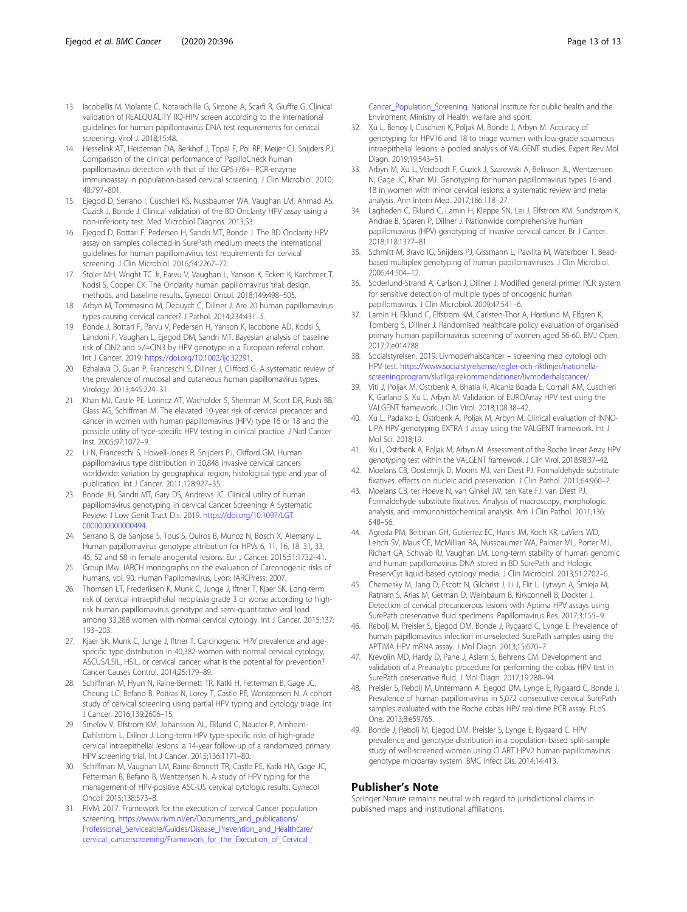13. Iacobellis M, Violante C, Notarachille G, Simone A, Scarfi R, Giuffre G. Clinical validation of REALQUALITY RQ-HPV screen according to the international guidelines for human papillomavirus DNA test requirements for cervical screening. Virol J. 2018;15:48.
14. Hesselink AT, Heideman DA, Berkhof J, Topal F, Pol RP, Meijer CJ, Snijders PJ. Comparison of the clinical performance of PapilloCheck human papillomavirus detection with that of the GP5+/6+−PCR-enzyme immunoassay in population-based cervical screening. J Clin Microbiol. 2010;48:797–801.
15. Ejegod D, Serrano I, Cuschieri KS, Nussbaumer WA, Vaughan LM, Ahmad AS, Cuzick J, Bonde J. Clinical validation of the BD Onclarity HPV assay using a non-inferiority test. Med Microbiol Diagnos. 2013;S3.
16. Ejegod D, Bottari F, Pedersen H, Sandri MT, Bonde J. The BD Onclarity HPV assay on samples collected in SurePath medium meets the international guidelines for human papillomavirus test requirements for cervical screening. J Clin Microbiol. 2016;54:2267–72.
17. Stoler MH, Wright TC Jr, Parvu V, Vaughan L, Yanson K, Eckert K, Karchmer T, Kodsi S, Cooper CK. The Onclarity human papillomavirus trial: design, methods, and baseline results. Gynecol Oncol. 2018;149:498–505.
18. Arbyn M, Tommasino M, Depuydt C, Dillner J. Are 20 human papillomavirus types causing cervical cancer? J Pathol. 2014;234:431–5.
19. Bonde J, Bottari F, Parvu V, Pedersen H, Yanson K, Iacobone AD, Kodsi S, Landoni F, Vaughan L, Ejegod DM, Sandri MT. Bayesian analysis of baseline risk of CIN2 and >/=CIN3 by HPV genotype in a European referral cohort. Int J Cancer. 2019. https://doi.org/10.1002/ijc.32291.
20. Bzhalava D, Guan P, Franceschi S, Dillner J, Clifford G. A systematic review of the prevalence of mucosal and cutaneous human papillomavirus types. Virology. 2013;445:224–31.
21. Khan MJ, Castle PE, Lorincz AT, Wacholder S, Sherman M, Scott DR, Rush BB, Glass AG, Schiffman M. The elevated 10-year risk of cervical precancer and cancer in women with human papillomavirus (HPV) type 16 or 18 and the possible utility of type-specific HPV testing in clinical practice. J Natl Cancer Inst. 2005;97:1072–9.
22. Li N, Franceschi S, Howell-Jones R, Snijders PJ, Clifford GM. Human papillomavirus type distribution in 30,848 invasive cervical cancers worldwide: variation by geographical region, histological type and year of publication. Int J Cancer. 2011;128:927–35.
23. Bonde JH, Sandri MT, Gary DS, Andrews JC. Clinical utility of human papillomavirus genotyping in cervical Cancer Screening: A Systematic Review. J Low Genit Tract Dis. 2019. https://doi.org/10.1097/LGT.0000000000000494.
24. Serrano B, de Sanjose S, Tous S, Quiros B, Munoz N, Bosch X, Alemany L. Human papillomavirus genotype attribution for HPVs 6, 11, 16, 18, 31, 33, 45, 52 and 58 in female anogenital lesions. Eur J Cancer. 2015;51:1732–41.
25. Group IMw. IARCH monographs on the evaluation of Carconogenic risks of humans, vol. 90. Human Papilomavirus, Lyon: IARCPress; 2007.
26. Thomsen LT, Frederiksen K, Munk C, Junge J, Iftner T, Kjaer SK. Long-term risk of cervical intraepithelial neoplasia grade 3 or worse according to high-risk human papillomavirus genotype and semi-quantitative viral load among 33,288 women with normal cervical cytology. Int J Cancer. 2015;137:193–203.
27. Kjaer SK, Munk C, Junge J, Iftner T. Carcinogenic HPV prevalence and age-specific type distribution in 40,382 women with normal cervical cytology, ASCUS/LSIL, HSIL, or cervical cancer: what is the potential for prevention? Cancer Causes Control. 2014;25:179–89.
28. Schiffman M, Hyun N, Raine-Bennett TR, Katki H, Fetterman B, Gage JC, Cheung LC, Befano B, Poitras N, Lorey T, Castle PE, Wentzensen N. A cohort study of cervical screening using partial HPV typing and cytology triage. Int J Cancer. 2016;139:2606–15.
29. Smelov V, Elfstrom KM, Johansson AL, Eklund C, Naucler P, Arnheim-Dahlstrom L, Dillner J. Long-term HPV type-specific risks of high-grade cervical intraepithelial lesions: a 14-year follow-up of a randomized primary HPV screening trial. Int J Cancer. 2015;136:1171–80.
30. Schiffman M, Vaughan LM, Raine-Bennett TR, Castle PE, Katki HA, Gage JC, Fetterman B, Befano B, Wentzensen N. A study of HPV typing for the management of HPV-positive ASC-US cervical cytologic results. Gynecol Oncol. 2015;138:573–8.
31. RIVM. 2017. Framework for the execution of cervical Cancer population screening, https://www.rivm.nl/en/Documents_and_publications/Professional_Serviceable/Guides/Disease_Prevention_and_Healthcare/cervical_cancerscreening/Framework_for_the_Execution_of_Cervical_Cancer_Population_Screening. National Institute for public health and the Enviroment, Ministry of Health, welfare and sport.
32. Xu L, Benoy I, Cuschieri K, Poljak M, Bonde J, Arbyn M. Accuracy of genotyping for HPV16 and 18 to triage women with low-grade squamous intraepithelial lesions: a pooled analysis of VALGENT studies. Expert Rev Mol Diagn. 2019;19:543–51.
33. Arbyn M, Xu L, Verdoodt F, Cuzick J, Szarewski A, Belinson JL, Wentzensen N, Gage JC, Khan MJ. Genotyping for human papillomavirus types 16 and 18 in women with minor cervical lesions: a systematic review and meta-analysis. Ann Intern Med. 2017;166:118–27.
34. Lagheden C, Eklund C, Lamin H, Kleppe SN, Lei J, Elfstrom KM, Sundstrom K, Andrae B, Sparen P, Dillner J. Nationwide comprehensive human papillomavirus (HPV) genotyping of invasive cervical cancer. Br J Cancer. 2018;118:1377–81.
35. Schmitt M, Bravo IG, Snijders PJ, Gissmann L, Pawlita M, Waterboer T. Bead-based multiplex genotyping of human papillomaviruses. J Clin Microbiol. 2006;44:504–12.
36. Soderlund-Strand A, Carlson J, Dillner J. Modified general primer PCR system for sensitive detection of multiple types of oncogenic human papillomavirus. J Clin Microbiol. 2009;47:541–6.
37. Lamin H, Eklund C, Elfstrom KM, Carlsten-Thor A, Hortlund M, Elfgren K, Tornberg S, Dillner J. Randomised healthcare policy evaluation of organised primary human papillomavirus screening of women aged 56-60. BMJ Open. 2017;7:e014788.
38. Socialstyrelsen. 2019. Livmoderhalscancer – screening med cytologi och HPV-test. https://www.socialstyrelsense/regler-och-riktlinjer/nationella-screeningprogram/slutliga-rekommendationer/livmoderhalscancer/.
39. Viti J, Poljak M, Ostrbenk A, Bhatia R, Alcaniz Boada E, Cornall AM, Cuschieri K, Garland S, Xu L, Arbyn M. Validation of EUROArray HPV test using the VALGENT framework. J Clin Virol. 2018;108:38–42.
40. Xu L, Padalko E, Ostrbenk A, Poljak M, Arbyn M. Clinical evaluation of INNO-LiPA HPV genotyping EXTRA II assay using the VALGENT framework. Int J Mol Sci. 2018;19.
41. Xu L, Ostrbenk A, Poljak M, Arbyn M. Assessment of the Roche linear Array HPV genotyping test within the VALGENT framework. J Clin Virol. 2018;98:37–42.
42. Moelans CB, Oostenrijk D, Moons MJ, van Diest PJ. Formaldehyde substitute fixatives: effects on nucleic acid preservation. J Clin Pathol. 2011;64:960–7.
43. Moelans CB, ter Hoeve N, van Ginkel JW, ten Kate FJ, van Diest PJ. Formaldehyde substitute fixatives. Analysis of macroscopy, morphologic analysis, and immunohistochemical analysis. Am J Clin Pathol. 2011;136:548–56.
44. Agreda PM, Beitman GH, Gutierrez EC, Harris JM, Koch KR, LaViers WD, Leitch SV, Maus CE, McMillian RA, Nussbaumer WA, Palmer ML, Porter MJ, Richart GA, Schwab RJ, Vaughan LM. Long-term stability of human genomic and human papillomavirus DNA stored in BD SurePath and Hologic PreservCyt liquid-based cytology media. J Clin Microbiol. 2013;51:2702–6.
45. Chernesky M, Jang D, Escott N, Gilchrist J, Li J, Elit L, Lytwyn A, Smieja M, Ratnam S, Arias M, Getman D, Weinbaum B, Kirkconnell B, Dockter J. Detection of cervical precancerous lesions with Aptima HPV assays using SurePath preservative fluid specimens. Papillomavirus Res. 2017;3:155–9.
46. Rebolj M, Preisler S, Ejegod DM, Bonde J, Rygaard C, Lynge E. Prevalence of human papillomavirus infection in unselected SurePath samples using the APTIMA HPV mRNA assay. J Mol Diagn. 2013;15:670–7.
47. Krevolin MD, Hardy D, Pane J, Aslam S, Behrens CM. Development and validation of a Preanalytic procedure for performing the cobas HPV test in SurePath preservative fluid. J Mol Diagn. 2017;19:288–94.
48. Preisler S, Rebolj M, Untermann A, Ejegod DM, Lynge E, Rygaard C, Bonde J. Prevalence of human papillomavirus in 5,072 consecutive cervical SurePath samples evaluated with the Roche cobas HPV real-time PCR assay. PLoS One. 2013;8:e59765.
49. Bonde J, Rebolj M, Ejegod DM, Preisler S, Lynge E, Rygaard C. HPV prevalence and genotype distribution in a population-based split-sample study of well-screened women using CLART HPV2 human papillomavirus genotype microarray system. BMC Infect Dis. 2014;14:413.

## Publisher's Note

Springer Nature remains neutral with regard to jurisdictional claims in published maps and institutional affiliations.